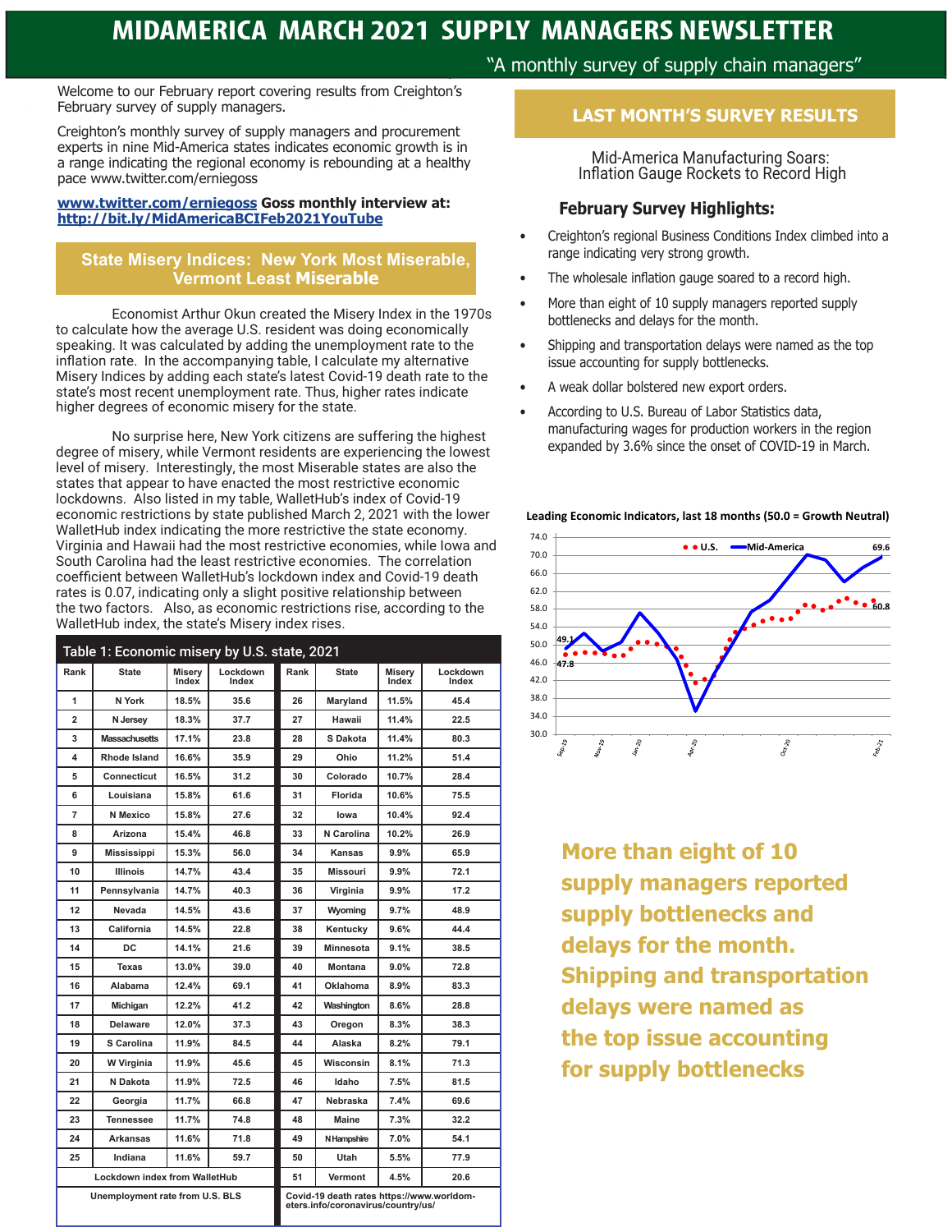# MIDAMERICA MARCH 2021 SUPPLY MANAGERS NEWSLETTER

"A monthly survey of supply chain managers"

Welcome to our February report covering results from Creighton's February survey of supply managers.

Creighton's monthly survey of supply managers and procurement experts in nine Mid-America states indicates economic growth is in a range indicating the regional economy is rebounding at a healthy pace www.twitter.com/erniegoss

**www.twitter.com/erniegoss Goss monthly interview at: http://bit.ly/MidAmericaBCIFeb2021YouTube**

## State Misery Indices: New York Most Miserable, Vermont Least Miserable

Economist Arthur Okun created the Misery Index in the 1970s to calculate how the average U.S. resident was doing economically speaking. It was calculated by adding the unemployment rate to the inflation rate. In the accompanying table, I calculate my alternative Misery Indices by adding each state's latest Covid-19 death rate to the state's most recent unemployment rate. Thus, higher rates indicate higher degrees of economic misery for the state.

No surprise here, New York citizens are suffering the highest degree of misery, while Vermont residents are experiencing the lowest level of misery. Interestingly, the most Miserable states are also the states that appear to have enacted the most restrictive economic lockdowns. Also listed in my table, WalletHub's index of Covid-19 economic restrictions by state published March 2, 2021 with the lower WalletHub index indicating the more restrictive the state economy. Virginia and Hawaii had the most restrictive economies, while Iowa and South Carolina had the least restrictive economies. The correlation coefficient between WalletHub's lockdown index and Covid-19 death rates is 0.07, indicating only a slight positive relationship between the two factors. Also, as economic restrictions rise, according to the WalletHub index, the state's Misery index rises.

**Table 1: Economic misery by U.S. state, 2021**

| Rank | State | Misery Index | Lockdown Index | Rank | State | Misery Index | Lockdown Index |
|---|---|---|---|---|---|---|---|
| 1 | N York | 18.5% | 35.6 | 26 | Maryland | 11.5% | 45.4 |
| 2 | N Jersey | 18.3% | 37.7 | 27 | Hawaii | 11.4% | 22.5 |
| 3 | Massachusetts | 17.1% | 23.8 | 28 | S Dakota | 11.4% | 80.3 |
| 4 | Rhode Island | 16.6% | 35.9 | 29 | Ohio | 11.2% | 51.4 |
| 5 | Connecticut | 16.5% | 31.2 | 30 | Colorado | 10.7% | 28.4 |
| 6 | Louisiana | 15.8% | 61.6 | 31 | Florida | 10.6% | 75.5 |
| 7 | N Mexico | 15.8% | 27.6 | 32 | Iowa | 10.4% | 92.4 |
| 8 | Arizona | 15.4% | 46.8 | 33 | N Carolina | 10.2% | 26.9 |
| 9 | Mississippi | 15.3% | 56.0 | 34 | Kansas | 9.9% | 65.9 |
| 10 | Illinois | 14.7% | 43.4 | 35 | Missouri | 9.9% | 72.1 |
| 11 | Pennsylvania | 14.7% | 40.3 | 36 | Virginia | 9.9% | 17.2 |
| 12 | Nevada | 14.5% | 43.6 | 37 | Wyoming | 9.7% | 48.9 |
| 13 | California | 14.5% | 22.8 | 38 | Kentucky | 9.6% | 44.4 |
| 14 | DC | 14.1% | 21.6 | 39 | Minnesota | 9.1% | 38.5 |
| 15 | Texas | 13.0% | 39.0 | 40 | Montana | 9.0% | 72.8 |
| 16 | Alabama | 12.4% | 69.1 | 41 | Oklahoma | 8.9% | 83.3 |
| 17 | Michigan | 12.2% | 41.2 | 42 | Washington | 8.6% | 28.8 |
| 18 | Delaware | 12.0% | 37.3 | 43 | Oregon | 8.3% | 38.3 |
| 19 | S Carolina | 11.9% | 84.5 | 44 | Alaska | 8.2% | 79.1 |
| 20 | W Virginia | 11.9% | 45.6 | 45 | Wisconsin | 8.1% | 71.3 |
| 21 | N Dakota | 11.9% | 72.5 | 46 | Idaho | 7.5% | 81.5 |
| 22 | Georgia | 11.7% | 66.8 | 47 | Nebraska | 7.4% | 69.6 |
| 23 | Tennessee | 11.7% | 74.8 | 48 | Maine | 7.3% | 32.2 |
| 24 | Arkansas | 11.6% | 71.8 | 49 | N Hampshire | 7.0% | 54.1 |
| 25 | Indiana | 11.6% | 59.7 | 50 | Utah | 5.5% | 77.9 |
| Lockdown index from WalletHub | | | | 51 | Vermont | 4.5% | 20.6 |
| Unemployment rate from U.S. BLS | | | | Covid-19 death rates https://www.worldometers.info/coronavirus/country/us/ | | | |

## LAST MONTH'S SURVEY RESULTS

Mid-America Manufacturing Soars:
Inflation Gauge Rockets to Record High

### February Survey Highlights:

- Creighton's regional Business Conditions Index climbed into a range indicating very strong growth.
- The wholesale inflation gauge soared to a record high.
- More than eight of 10 supply managers reported supply bottlenecks and delays for the month.
- Shipping and transportation delays were named as the top issue accounting for supply bottlenecks.
- A weak dollar bolstered new export orders.
- According to U.S. Bureau of Labor Statistics data, manufacturing wages for production workers in the region expanded by 3.6% since the onset of COVID-19 in March.

**Leading Economic Indicators, last 18 months (50.0 = Growth Neutral)**

**More than eight of 10 supply managers reported supply bottlenecks and delays for the month. Shipping and transportation delays were named as the top issue accounting for supply bottlenecks**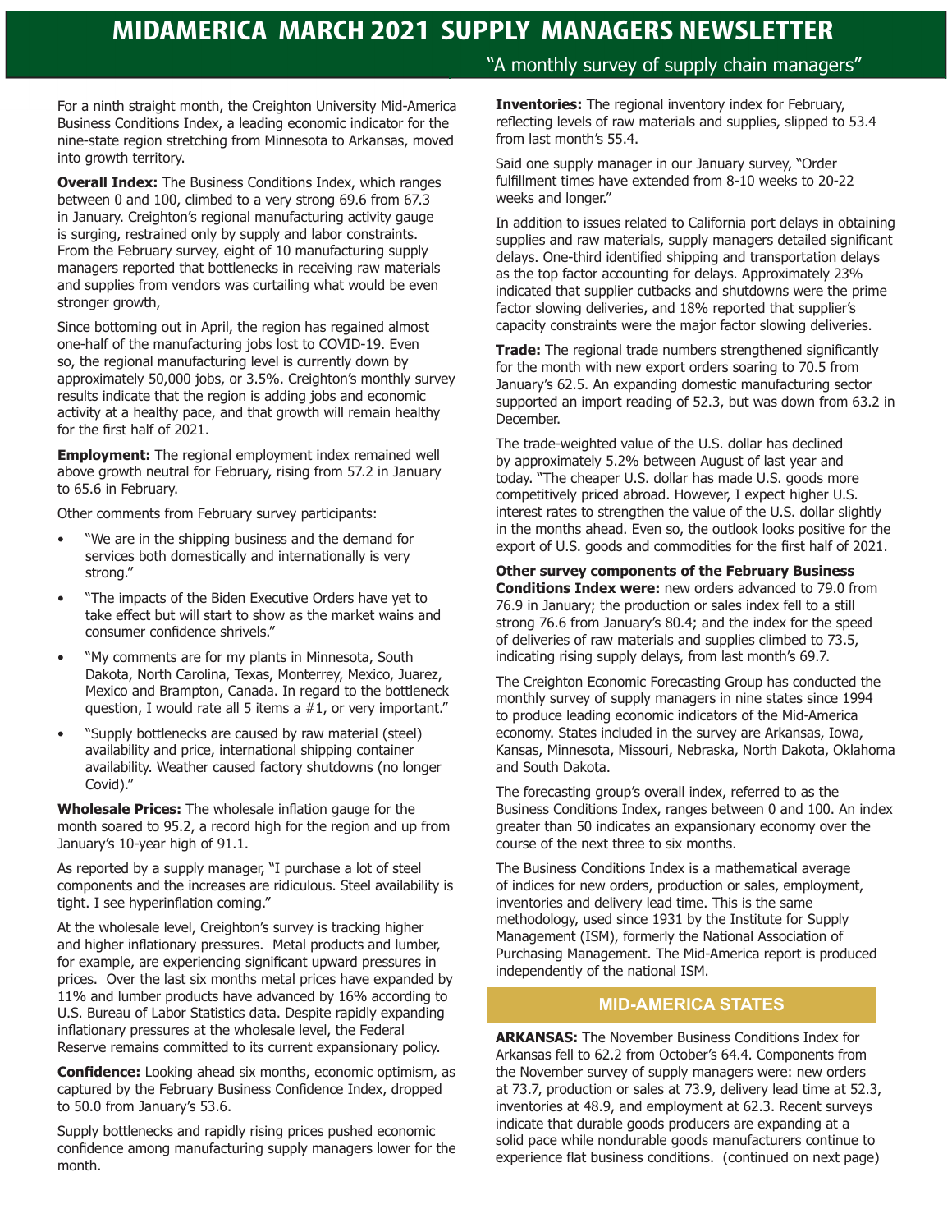# MIDAMERICA MARCH 2021 SUPPLY MANAGERS NEWSLETTER

"A monthly survey of supply chain managers"

For a ninth straight month, the Creighton University Mid-America Business Conditions Index, a leading economic indicator for the nine-state region stretching from Minnesota to Arkansas, moved into growth territory.

**Overall Index:** The Business Conditions Index, which ranges between 0 and 100, climbed to a very strong 69.6 from 67.3 in January. Creighton's regional manufacturing activity gauge is surging, restrained only by supply and labor constraints. From the February survey, eight of 10 manufacturing supply managers reported that bottlenecks in receiving raw materials and supplies from vendors was curtailing what would be even stronger growth,

Since bottoming out in April, the region has regained almost one-half of the manufacturing jobs lost to COVID-19. Even so, the regional manufacturing level is currently down by approximately 50,000 jobs, or 3.5%. Creighton's monthly survey results indicate that the region is adding jobs and economic activity at a healthy pace, and that growth will remain healthy for the first half of 2021.

**Employment:** The regional employment index remained well above growth neutral for February, rising from 57.2 in January to 65.6 in February.

Other comments from February survey participants:

- "We are in the shipping business and the demand for services both domestically and internationally is very strong."
- "The impacts of the Biden Executive Orders have yet to take effect but will start to show as the market wains and consumer confidence shrivels."
- "My comments are for my plants in Minnesota, South Dakota, North Carolina, Texas, Monterrey, Mexico, Juarez, Mexico and Brampton, Canada. In regard to the bottleneck question, I would rate all 5 items a #1, or very important."
- "Supply bottlenecks are caused by raw material (steel) availability and price, international shipping container availability. Weather caused factory shutdowns (no longer Covid)."

**Wholesale Prices:** The wholesale inflation gauge for the month soared to 95.2, a record high for the region and up from January's 10-year high of 91.1.

As reported by a supply manager, "I purchase a lot of steel components and the increases are ridiculous. Steel availability is tight. I see hyperinflation coming."

At the wholesale level, Creighton's survey is tracking higher and higher inflationary pressures. Metal products and lumber, for example, are experiencing significant upward pressures in prices. Over the last six months metal prices have expanded by 11% and lumber products have advanced by 16% according to U.S. Bureau of Labor Statistics data. Despite rapidly expanding inflationary pressures at the wholesale level, the Federal Reserve remains committed to its current expansionary policy.

**Confidence:** Looking ahead six months, economic optimism, as captured by the February Business Confidence Index, dropped to 50.0 from January's 53.6.

Supply bottlenecks and rapidly rising prices pushed economic confidence among manufacturing supply managers lower for the month.

**Inventories:** The regional inventory index for February, reflecting levels of raw materials and supplies, slipped to 53.4 from last month's 55.4.

Said one supply manager in our January survey, "Order fulfillment times have extended from 8-10 weeks to 20-22 weeks and longer."

In addition to issues related to California port delays in obtaining supplies and raw materials, supply managers detailed significant delays. One-third identified shipping and transportation delays as the top factor accounting for delays. Approximately 23% indicated that supplier cutbacks and shutdowns were the prime factor slowing deliveries, and 18% reported that supplier's capacity constraints were the major factor slowing deliveries.

**Trade:** The regional trade numbers strengthened significantly for the month with new export orders soaring to 70.5 from January's 62.5. An expanding domestic manufacturing sector supported an import reading of 52.3, but was down from 63.2 in December.

The trade-weighted value of the U.S. dollar has declined by approximately 5.2% between August of last year and today. "The cheaper U.S. dollar has made U.S. goods more competitively priced abroad. However, I expect higher U.S. interest rates to strengthen the value of the U.S. dollar slightly in the months ahead. Even so, the outlook looks positive for the export of U.S. goods and commodities for the first half of 2021.

**Other survey components of the February Business Conditions Index were:** new orders advanced to 79.0 from 76.9 in January; the production or sales index fell to a still strong 76.6 from January's 80.4; and the index for the speed of deliveries of raw materials and supplies climbed to 73.5, indicating rising supply delays, from last month's 69.7.

The Creighton Economic Forecasting Group has conducted the monthly survey of supply managers in nine states since 1994 to produce leading economic indicators of the Mid-America economy. States included in the survey are Arkansas, Iowa, Kansas, Minnesota, Missouri, Nebraska, North Dakota, Oklahoma and South Dakota.

The forecasting group's overall index, referred to as the Business Conditions Index, ranges between 0 and 100. An index greater than 50 indicates an expansionary economy over the course of the next three to six months.

The Business Conditions Index is a mathematical average of indices for new orders, production or sales, employment, inventories and delivery lead time. This is the same methodology, used since 1931 by the Institute for Supply Management (ISM), formerly the National Association of Purchasing Management. The Mid-America report is produced independently of the national ISM.

## MID-AMERICA STATES

**ARKANSAS:** The November Business Conditions Index for Arkansas fell to 62.2 from October's 64.4. Components from the November survey of supply managers were: new orders at 73.7, production or sales at 73.9, delivery lead time at 52.3, inventories at 48.9, and employment at 62.3. Recent surveys indicate that durable goods producers are expanding at a solid pace while nondurable goods manufacturers continue to experience flat business conditions. (continued on next page)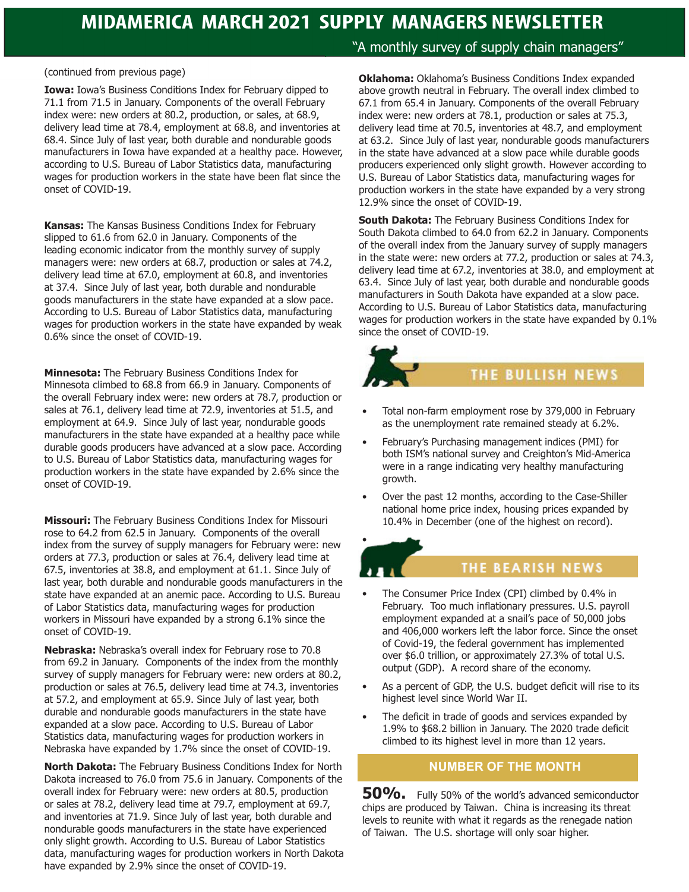(continued from previous page)

**Iowa:** Iowa's Business Conditions Index for February dipped to 71.1 from 71.5 in January. Components of the overall February index were: new orders at 80.2, production, or sales, at 68.9, delivery lead time at 78.4, employment at 68.8, and inventories at 68.4. Since July of last year, both durable and nondurable goods manufacturers in Iowa have expanded at a healthy pace. However, according to U.S. Bureau of Labor Statistics data, manufacturing wages for production workers in the state have been flat since the onset of COVID-19.

**Kansas:** The Kansas Business Conditions Index for February slipped to 61.6 from 62.0 in January. Components of the leading economic indicator from the monthly survey of supply managers were: new orders at 68.7, production or sales at 74.2, delivery lead time at 67.0, employment at 60.8, and inventories at 37.4. Since July of last year, both durable and nondurable goods manufacturers in the state have expanded at a slow pace. According to U.S. Bureau of Labor Statistics data, manufacturing wages for production workers in the state have expanded by weak 0.6% since the onset of COVID-19.

**Minnesota:** The February Business Conditions Index for Minnesota climbed to 68.8 from 66.9 in January. Components of the overall February index were: new orders at 78.7, production or sales at 76.1, delivery lead time at 72.9, inventories at 51.5, and employment at 64.9. Since July of last year, nondurable goods manufacturers in the state have expanded at a healthy pace while durable goods producers have advanced at a slow pace. According to U.S. Bureau of Labor Statistics data, manufacturing wages for production workers in the state have expanded by 2.6% since the onset of COVID-19.

**Missouri:** The February Business Conditions Index for Missouri rose to 64.2 from 62.5 in January. Components of the overall index from the survey of supply managers for February were: new orders at 77.3, production or sales at 76.4, delivery lead time at 67.5, inventories at 38.8, and employment at 61.1. Since July of last year, both durable and nondurable goods manufacturers in the state have expanded at an anemic pace. According to U.S. Bureau of Labor Statistics data, manufacturing wages for production workers in Missouri have expanded by a strong 6.1% since the onset of COVID-19.

**Nebraska:** Nebraska's overall index for February rose to 70.8 from 69.2 in January. Components of the index from the monthly survey of supply managers for February were: new orders at 80.2, production or sales at 76.5, delivery lead time at 74.3, inventories at 57.2, and employment at 65.9. Since July of last year, both durable and nondurable goods manufacturers in the state have expanded at a slow pace. According to U.S. Bureau of Labor Statistics data, manufacturing wages for production workers in Nebraska have expanded by 1.7% since the onset of COVID-19.

**North Dakota:** The February Business Conditions Index for North Dakota increased to 76.0 from 75.6 in January. Components of the overall index for February were: new orders at 80.5, production or sales at 78.2, delivery lead time at 79.7, employment at 69.7, and inventories at 71.9. Since July of last year, both durable and nondurable goods manufacturers in the state have experienced only slight growth. According to U.S. Bureau of Labor Statistics data, manufacturing wages for production workers in North Dakota have expanded by 2.9% since the onset of COVID-19.

**Oklahoma:** Oklahoma's Business Conditions Index expanded above growth neutral in February. The overall index climbed to 67.1 from 65.4 in January. Components of the overall February index were: new orders at 78.1, production or sales at 75.3, delivery lead time at 70.5, inventories at 48.7, and employment at 63.2. Since July of last year, nondurable goods manufacturers in the state have advanced at a slow pace while durable goods producers experienced only slight growth. However according to U.S. Bureau of Labor Statistics data, manufacturing wages for production workers in the state have expanded by a very strong 12.9% since the onset of COVID-19.

**South Dakota:** The February Business Conditions Index for South Dakota climbed to 64.0 from 62.2 in January. Components of the overall index from the January survey of supply managers in the state were: new orders at 77.2, production or sales at 74.3, delivery lead time at 67.2, inventories at 38.0, and employment at 63.4. Since July of last year, both durable and nondurable goods manufacturers in South Dakota have expanded at a slow pace. According to U.S. Bureau of Labor Statistics data, manufacturing wages for production workers in the state have expanded by 0.1% since the onset of COVID-19.

## THE BULLISH NEWS

- Total non-farm employment rose by 379,000 in February as the unemployment rate remained steady at 6.2%.
- February's Purchasing management indices (PMI) for both ISM's national survey and Creighton's Mid-America were in a range indicating very healthy manufacturing growth.
- Over the past 12 months, according to the Case-Shiller national home price index, housing prices expanded by 10.4% in December (one of the highest on record).

## THE BEARISH NEWS

- The Consumer Price Index (CPI) climbed by 0.4% in February. Too much inflationary pressures. U.S. payroll employment expanded at a snail's pace of 50,000 jobs and 406,000 workers left the labor force. Since the onset of Covid-19, the federal government has implemented over $6.0 trillion, or approximately 27.3% of total U.S. output (GDP). A record share of the economy.
- As a percent of GDP, the U.S. budget deficit will rise to its highest level since World War II.
- The deficit in trade of goods and services expanded by 1.9% to $68.2 billion in January. The 2020 trade deficit climbed to its highest level in more than 12 years.

## NUMBER OF THE MONTH

**50%.** Fully 50% of the world's advanced semiconductor chips are produced by Taiwan. China is increasing its threat levels to reunite with what it regards as the renegade nation of Taiwan. The U.S. shortage will only soar higher.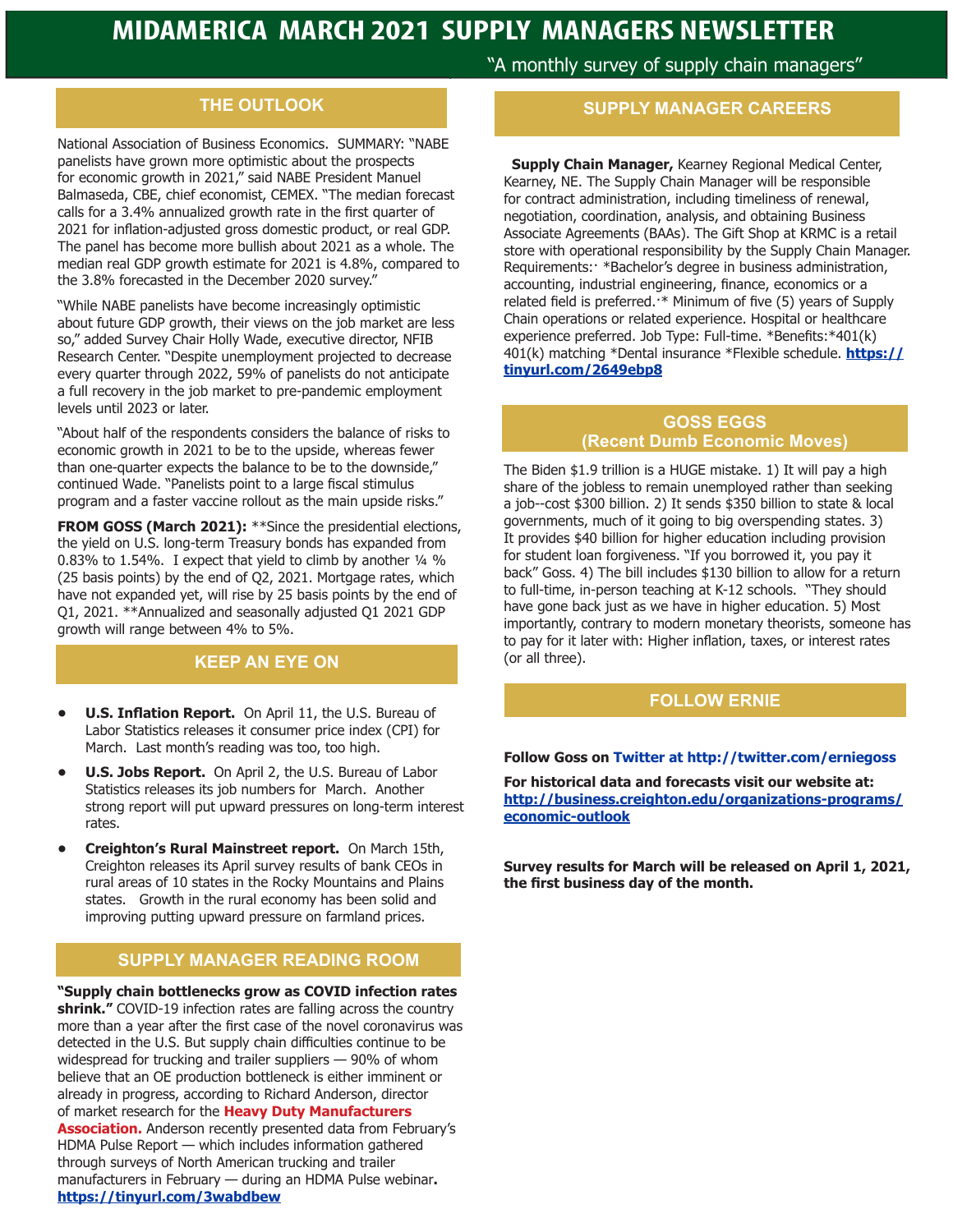# MIDAMERICA MARCH 2021 SUPPLY MANAGERS NEWSLETTER

"A monthly survey of supply chain managers"

## THE OUTLOOK

National Association of Business Economics. SUMMARY: "NABE panelists have grown more optimistic about the prospects for economic growth in 2021," said NABE President Manuel Balmaseda, CBE, chief economist, CEMEX. "The median forecast calls for a 3.4% annualized growth rate in the first quarter of 2021 for inflation-adjusted gross domestic product, or real GDP. The panel has become more bullish about 2021 as a whole. The median real GDP growth estimate for 2021 is 4.8%, compared to the 3.8% forecasted in the December 2020 survey."

"While NABE panelists have become increasingly optimistic about future GDP growth, their views on the job market are less so," added Survey Chair Holly Wade, executive director, NFIB Research Center. "Despite unemployment projected to decrease every quarter through 2022, 59% of panelists do not anticipate a full recovery in the job market to pre-pandemic employment levels until 2023 or later.

"About half of the respondents considers the balance of risks to economic growth in 2021 to be to the upside, whereas fewer than one-quarter expects the balance to be to the downside," continued Wade. "Panelists point to a large fiscal stimulus program and a faster vaccine rollout as the main upside risks."

**FROM GOSS (March 2021):** **Since the presidential elections, the yield on U.S. long-term Treasury bonds has expanded from 0.83% to 1.54%. I expect that yield to climb by another ¼ % (25 basis points) by the end of Q2, 2021. Mortgage rates, which have not expanded yet, will rise by 25 basis points by the end of Q1, 2021. **Annualized and seasonally adjusted Q1 2021 GDP growth will range between 4% to 5%.

## KEEP AN EYE ON

- **U.S. Inflation Report.** On April 11, the U.S. Bureau of Labor Statistics releases it consumer price index (CPI) for March. Last month's reading was too, too high.
- **U.S. Jobs Report.** On April 2, the U.S. Bureau of Labor Statistics releases its job numbers for March. Another strong report will put upward pressures on long-term interest rates.
- **Creighton's Rural Mainstreet report.** On March 15th, Creighton releases its April survey results of bank CEOs in rural areas of 10 states in the Rocky Mountains and Plains states. Growth in the rural economy has been solid and improving putting upward pressure on farmland prices.

## SUPPLY MANAGER READING ROOM

**"Supply chain bottlenecks grow as COVID infection rates shrink."** COVID-19 infection rates are falling across the country more than a year after the first case of the novel coronavirus was detected in the U.S. But supply chain difficulties continue to be widespread for trucking and trailer suppliers — 90% of whom believe that an OE production bottleneck is either imminent or already in progress, according to Richard Anderson, director of market research for the **Heavy Duty Manufacturers Association.** Anderson recently presented data from February's HDMA Pulse Report — which includes information gathered through surveys of North American trucking and trailer manufacturers in February — during an HDMA Pulse webinar. **https://tinyurl.com/3wabdbew**

## SUPPLY MANAGER CAREERS

**Supply Chain Manager,** Kearney Regional Medical Center, Kearney, NE. The Supply Chain Manager will be responsible for contract administration, including timeliness of renewal, negotiation, coordination, analysis, and obtaining Business Associate Agreements (BAAs). The Gift Shop at KRMC is a retail store with operational responsibility by the Supply Chain Manager. Requirements:· *Bachelor's degree in business administration, accounting, industrial engineering, finance, economics or a related field is preferred.·* Minimum of five (5) years of Supply Chain operations or related experience. Hospital or healthcare experience preferred. Job Type: Full-time. *Benefits:*401(k) 401(k) matching *Dental insurance *Flexible schedule. **https://tinyurl.com/2649ebp8**

## GOSS EGGS (Recent Dumb Economic Moves)

The Biden $1.9 trillion is a HUGE mistake. 1) It will pay a high share of the jobless to remain unemployed rather than seeking a job--cost $300 billion. 2) It sends $350 billion to state & local governments, much of it going to big overspending states. 3) It provides $40 billion for higher education including provision for student loan forgiveness. "If you borrowed it, you pay it back" Goss. 4) The bill includes $130 billion to allow for a return to full-time, in-person teaching at K-12 schools. "They should have gone back just as we have in higher education. 5) Most importantly, contrary to modern monetary theorists, someone has to pay for it later with: Higher inflation, taxes, or interest rates (or all three).

## FOLLOW ERNIE

**Follow Goss on Twitter at http://twitter.com/erniegoss**

**For historical data and forecasts visit our website at: http://business.creighton.edu/organizations-programs/economic-outlook**

**Survey results for March will be released on April 1, 2021, the first business day of the month.**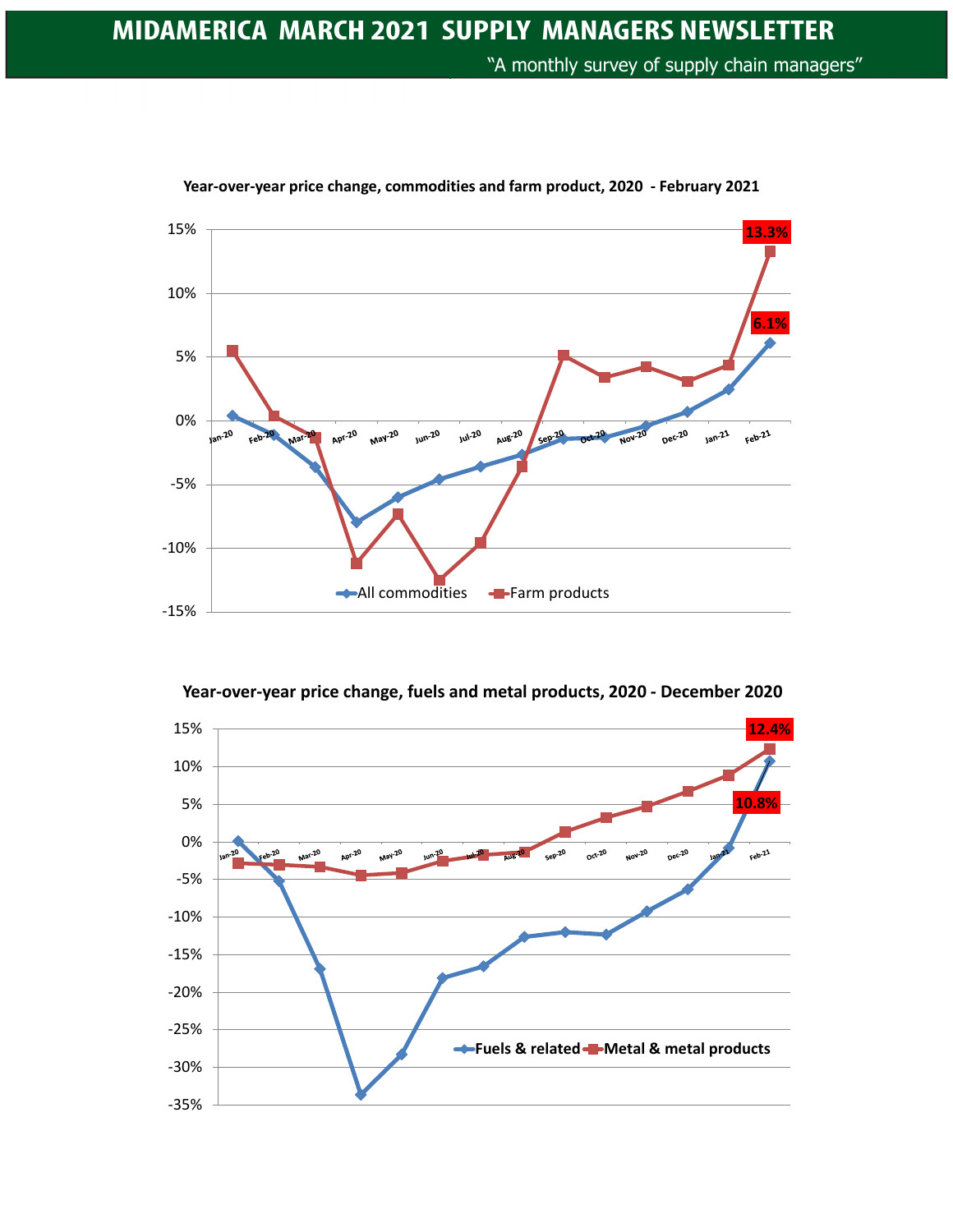# MIDAMERICA MARCH 2021 SUPPLY MANAGERS NEWSLETTER

"A monthly survey of supply chain managers"

**Year-over-year price change, commodities and farm product, 2020 - February 2021**

15%
10%
5%
0%
-5%
-10%
-15%

Jan-20 Feb-20 Mar-20 Apr-20 May-20 Jun-20 Jul-20 Aug-20 Sep-20 Oct-20 Nov-20 Dec-20 Jan-21 Feb-21

13.3%

6.1%

All commodities
Farm products

**Year-over-year price change, fuels and metal products, 2020 - December 2020**

15%
10%
5%
0%
-5%
-10%
-15%
-20%
-25%
-30%
-35%

Jan-20 Feb-20 Mar-20 Apr-20 May-20 Jun-20 Jul-20 Aug-20 Sep-20 Oct-20 Nov-20 Dec-20 Jan-21 Feb-21

12.4%

10.8%

Fuels & related
Metal & metal products